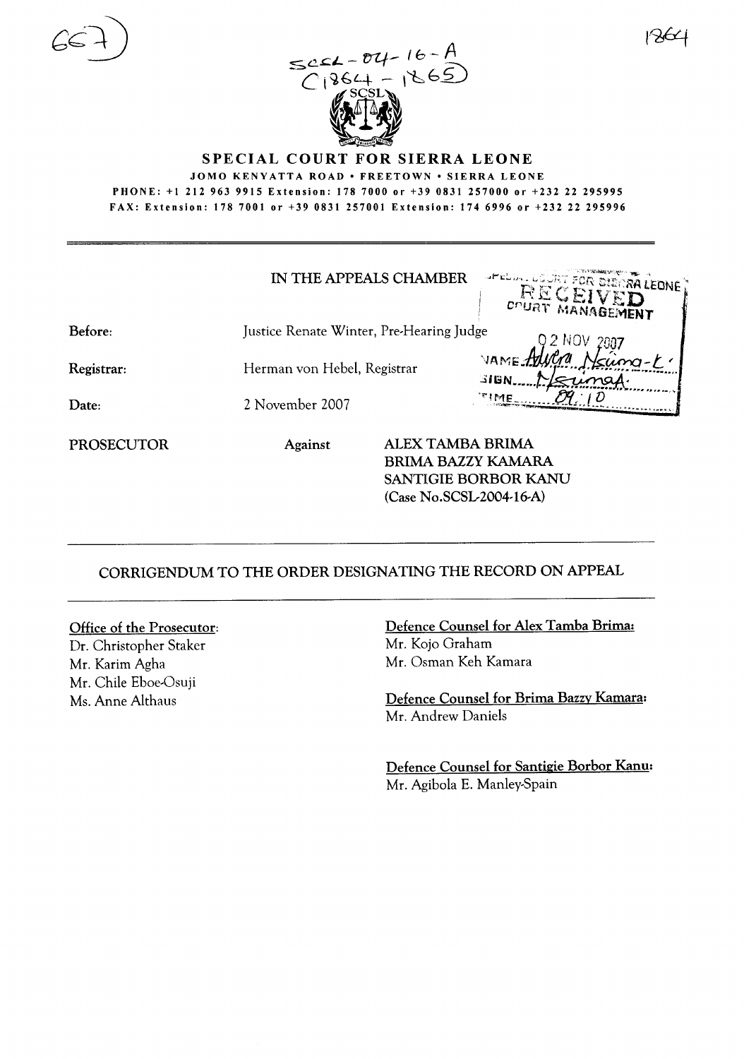# SPECIAL COURT FOR SIERRA LEONE

**JOMO KENYATTA ROAD • FREETOWN • SIERRA LEONE**

**PHONE: +1 212 963 9915 Extension: 178 7000 or +39 0831 257000 or +232 22 295995**

**FAX: Extension: 178 7001 or +39 0831 257001 Extension: 174 6996 or +232 22 295996**

IN THE APPEALS CHAMBER

SPECIAL COURT FOR SIERRA LEONE
RECEIVED
COURT MANAGEMENT
02 NOV 2007
NAME Advera Nsuma-K
SIGN Nsumah
TIME 09:10

|  |  |
|---|---|
| Before: | Justice Renate Winter, Pre-Hearing Judge |
| Registrar: | Herman von Hebel, Registrar |
| Date: | 2 November 2007 |

PROSECUTOR Against ALEX TAMBA BRIMA
BRIMA BAZZY KAMARA
SANTIGIE BORBOR KANU
(Case No.SCSL-2004-16-A)

## CORRIGENDUM TO THE ORDER DESIGNATING THE RECORD ON APPEAL

**Office of the Prosecutor:**
Dr. Christopher Staker
Mr. Karim Agha
Mr. Chile Eboe-Osuji
Ms. Anne Althaus

**Defence Counsel for Alex Tamba Brima:**
Mr. Kojo Graham
Mr. Osman Keh Kamara

**Defence Counsel for Brima Bazzy Kamara:**
Mr. Andrew Daniels

**Defence Counsel for Santigie Borbor Kanu:**
Mr. Agibola E. Manley-Spain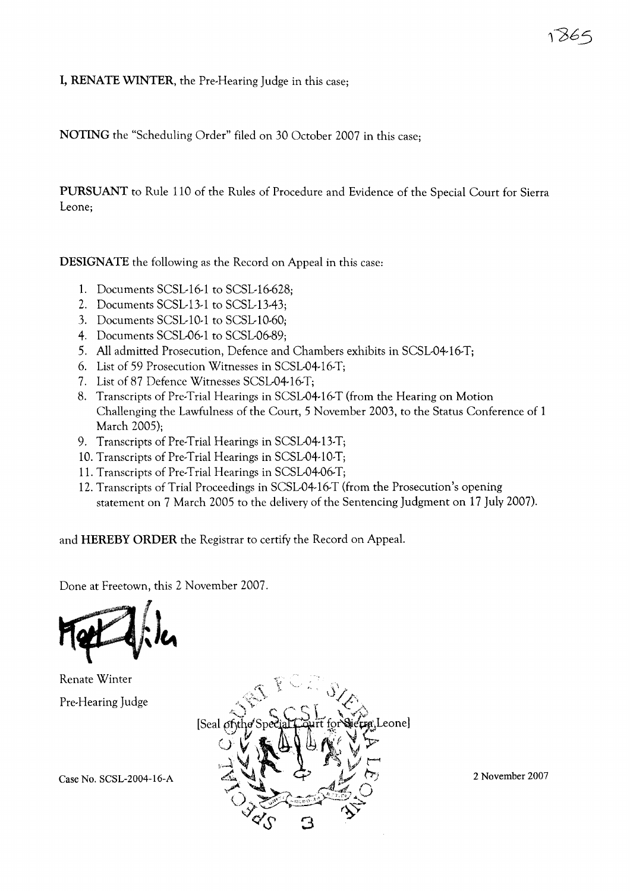**I, RENATE WINTER**, the Pre-Hearing Judge in this case;

**NOTING** the "Scheduling Order" filed on 30 October 2007 in this case;

**PURSUANT** to Rule 110 of the Rules of Procedure and Evidence of the Special Court for Sierra Leone;

**DESIGNATE** the following as the Record on Appeal in this case:

1. Documents SCSL-16-1 to SCSL-16-628;
2. Documents SCSL-13-1 to SCSL-13-43;
3. Documents SCSL-10-1 to SCSL-10-60;
4. Documents SCSL-06-1 to SCSL-06-89;
5. All admitted Prosecution, Defence and Chambers exhibits in SCSL-04-16-T;
6. List of 59 Prosecution Witnesses in SCSL-04-16-T;
7. List of 87 Defence Witnesses SCSL-04-16-T;
8. Transcripts of Pre-Trial Hearings in SCSL-04-16-T (from the Hearing on Motion Challenging the Lawfulness of the Court, 5 November 2003, to the Status Conference of 1 March 2005);
9. Transcripts of Pre-Trial Hearings in SCSL-04-13-T;
10. Transcripts of Pre-Trial Hearings in SCSL-04-10-T;
11. Transcripts of Pre-Trial Hearings in SCSL-04-06-T;
12. Transcripts of Trial Proceedings in SCSL-04-16-T (from the Prosecution's opening statement on 7 March 2005 to the delivery of the Sentencing Judgment on 17 July 2007).

and **HEREBY ORDER** the Registrar to certify the Record on Appeal.

Done at Freetown, this 2 November 2007.

Renate Winter

Pre-Hearing Judge

[Seal of the Special Court for Sierra Leone]

Case No. SCSL-2004-16-A

2 November 2007